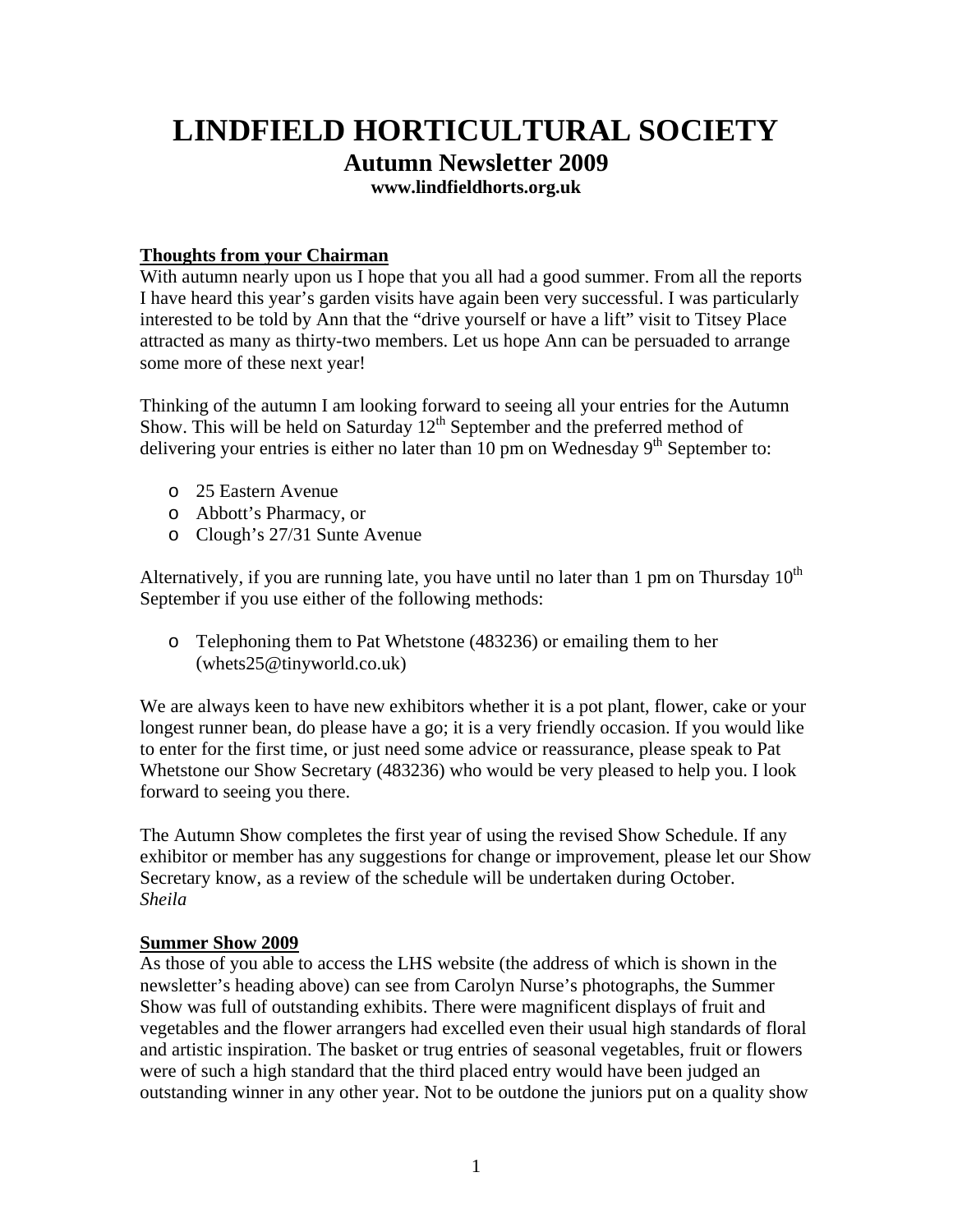# LINDFIELD HORTICULTURAL SOCIETY

## Autumn Newsletter 2009

**www.lindfieldhorts.org.uk**

### Thoughts from your Chairman

With autumn nearly upon us I hope that you all had a good summer. From all the reports I have heard this year's garden visits have again been very successful. I was particularly interested to be told by Ann that the "drive yourself or have a lift" visit to Titsey Place attracted as many as thirty-two members. Let us hope Ann can be persuaded to arrange some more of these next year!

Thinking of the autumn I am looking forward to seeing all your entries for the Autumn Show. This will be held on Saturday 12th September and the preferred method of delivering your entries is either no later than 10 pm on Wednesday 9th September to:

- 25 Eastern Avenue
- Abbott's Pharmacy, or
- Clough's 27/31 Sunte Avenue

Alternatively, if you are running late, you have until no later than 1 pm on Thursday 10th September if you use either of the following methods:

- Telephoning them to Pat Whetstone (483236) or emailing them to her (whets25@tinyworld.co.uk)

We are always keen to have new exhibitors whether it is a pot plant, flower, cake or your longest runner bean, do please have a go; it is a very friendly occasion. If you would like to enter for the first time, or just need some advice or reassurance, please speak to Pat Whetstone our Show Secretary (483236) who would be very pleased to help you. I look forward to seeing you there.

The Autumn Show completes the first year of using the revised Show Schedule. If any exhibitor or member has any suggestions for change or improvement, please let our Show Secretary know, as a review of the schedule will be undertaken during October.
*Sheila*

### Summer Show 2009

As those of you able to access the LHS website (the address of which is shown in the newsletter's heading above) can see from Carolyn Nurse's photographs, the Summer Show was full of outstanding exhibits. There were magnificent displays of fruit and vegetables and the flower arrangers had excelled even their usual high standards of floral and artistic inspiration. The basket or trug entries of seasonal vegetables, fruit or flowers were of such a high standard that the third placed entry would have been judged an outstanding winner in any other year. Not to be outdone the juniors put on a quality show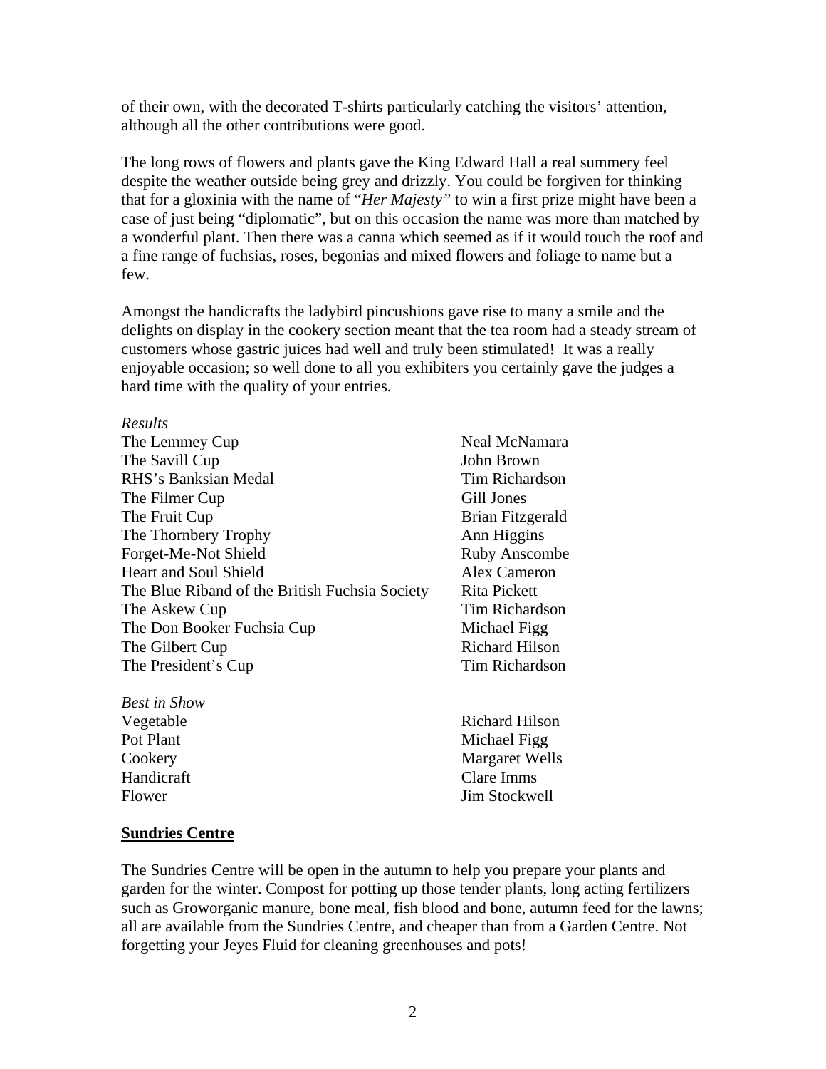of their own, with the decorated T-shirts particularly catching the visitors' attention, although all the other contributions were good.

The long rows of flowers and plants gave the King Edward Hall a real summery feel despite the weather outside being grey and drizzly. You could be forgiven for thinking that for a gloxinia with the name of "*Her Majesty"* to win a first prize might have been a case of just being "diplomatic", but on this occasion the name was more than matched by a wonderful plant. Then there was a canna which seemed as if it would touch the roof and a fine range of fuchsias, roses, begonias and mixed flowers and foliage to name but a few.

Amongst the handicrafts the ladybird pincushions gave rise to many a smile and the delights on display in the cookery section meant that the tea room had a steady stream of customers whose gastric juices had well and truly been stimulated! It was a really enjoyable occasion; so well done to all you exhibiters you certainly gave the judges a hard time with the quality of your entries.

*Results*

| | |
|---|---|
| The Lemmey Cup | Neal McNamara |
| The Savill Cup | John Brown |
| RHS's Banksian Medal | Tim Richardson |
| The Filmer Cup | Gill Jones |
| The Fruit Cup | Brian Fitzgerald |
| The Thornbery Trophy | Ann Higgins |
| Forget-Me-Not Shield | Ruby Anscombe |
| Heart and Soul Shield | Alex Cameron |
| The Blue Riband of the British Fuchsia Society | Rita Pickett |
| The Askew Cup | Tim Richardson |
| The Don Booker Fuchsia Cup | Michael Figg |
| The Gilbert Cup | Richard Hilson |
| The President's Cup | Tim Richardson |

*Best in Show*

| | |
|---|---|
| Vegetable | Richard Hilson |
| Pot Plant | Michael Figg |
| Cookery | Margaret Wells |
| Handicraft | Clare Imms |
| Flower | Jim Stockwell |

**<u>Sundries Centre</u>**

The Sundries Centre will be open in the autumn to help you prepare your plants and garden for the winter. Compost for potting up those tender plants, long acting fertilizers such as Groworganic manure, bone meal, fish blood and bone, autumn feed for the lawns; all are available from the Sundries Centre, and cheaper than from a Garden Centre. Not forgetting your Jeyes Fluid for cleaning greenhouses and pots!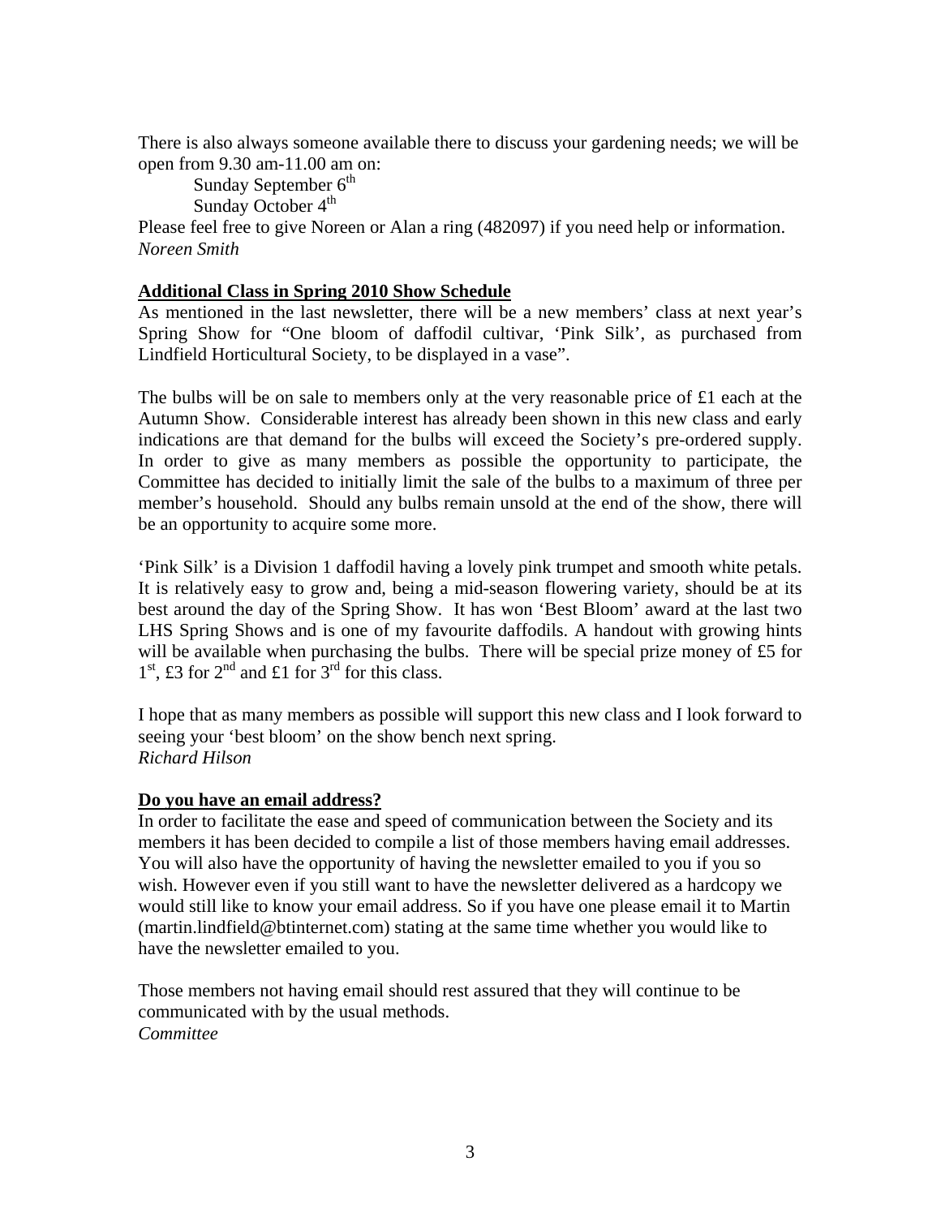There is also always someone available there to discuss your gardening needs; we will be open from 9.30 am-11.00 am on:

Sunday September 6th  
Sunday October 4th

Please feel free to give Noreen or Alan a ring (482097) if you need help or information.  
*Noreen Smith*

**Additional Class in Spring 2010 Show Schedule**

As mentioned in the last newsletter, there will be a new members' class at next year's Spring Show for "One bloom of daffodil cultivar, 'Pink Silk', as purchased from Lindfield Horticultural Society, to be displayed in a vase".

The bulbs will be on sale to members only at the very reasonable price of £1 each at the Autumn Show. Considerable interest has already been shown in this new class and early indications are that demand for the bulbs will exceed the Society's pre-ordered supply. In order to give as many members as possible the opportunity to participate, the Committee has decided to initially limit the sale of the bulbs to a maximum of three per member's household. Should any bulbs remain unsold at the end of the show, there will be an opportunity to acquire some more.

'Pink Silk' is a Division 1 daffodil having a lovely pink trumpet and smooth white petals. It is relatively easy to grow and, being a mid-season flowering variety, should be at its best around the day of the Spring Show. It has won 'Best Bloom' award at the last two LHS Spring Shows and is one of my favourite daffodils. A handout with growing hints will be available when purchasing the bulbs. There will be special prize money of £5 for 1st, £3 for 2nd and £1 for 3rd for this class.

I hope that as many members as possible will support this new class and I look forward to seeing your 'best bloom' on the show bench next spring.  
*Richard Hilson*

**Do you have an email address?**

In order to facilitate the ease and speed of communication between the Society and its members it has been decided to compile a list of those members having email addresses. You will also have the opportunity of having the newsletter emailed to you if you so wish. However even if you still want to have the newsletter delivered as a hardcopy we would still like to know your email address. So if you have one please email it to Martin (martin.lindfield@btinternet.com) stating at the same time whether you would like to have the newsletter emailed to you.

Those members not having email should rest assured that they will continue to be communicated with by the usual methods.  
*Committee*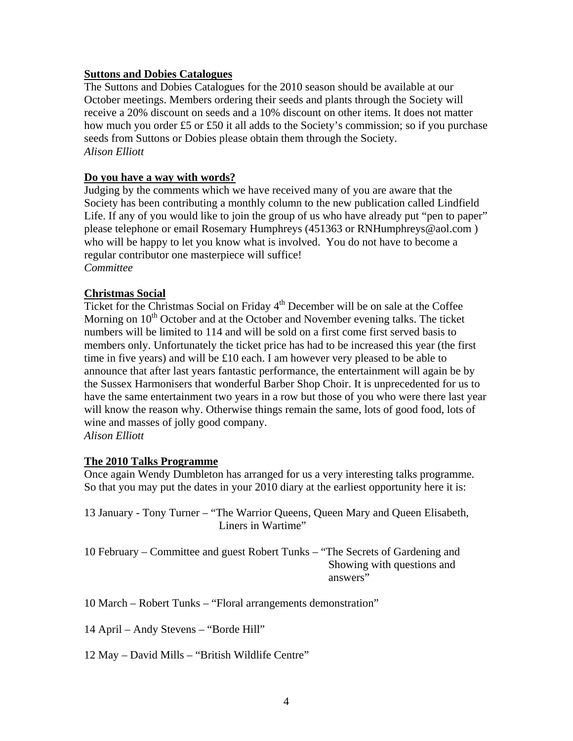## Suttons and Dobies Catalogues

The Suttons and Dobies Catalogues for the 2010 season should be available at our October meetings. Members ordering their seeds and plants through the Society will receive a 20% discount on seeds and a 10% discount on other items. It does not matter how much you order £5 or £50 it all adds to the Society's commission; so if you purchase seeds from Suttons or Dobies please obtain them through the Society.
*Alison Elliott*

## Do you have a way with words?

Judging by the comments which we have received many of you are aware that the Society has been contributing a monthly column to the new publication called Lindfield Life. If any of you would like to join the group of us who have already put "pen to paper" please telephone or email Rosemary Humphreys (451363 or RNHumphreys@aol.com ) who will be happy to let you know what is involved. You do not have to become a regular contributor one masterpiece will suffice!
*Committee*

## Christmas Social

Ticket for the Christmas Social on Friday 4th December will be on sale at the Coffee Morning on 10th October and at the October and November evening talks. The ticket numbers will be limited to 114 and will be sold on a first come first served basis to members only. Unfortunately the ticket price has had to be increased this year (the first time in five years) and will be £10 each. I am however very pleased to be able to announce that after last years fantastic performance, the entertainment will again be by the Sussex Harmonisers that wonderful Barber Shop Choir. It is unprecedented for us to have the same entertainment two years in a row but those of you who were there last year will know the reason why. Otherwise things remain the same, lots of good food, lots of wine and masses of jolly good company.
*Alison Elliott*

## The 2010 Talks Programme

Once again Wendy Dumbleton has arranged for us a very interesting talks programme. So that you may put the dates in your 2010 diary at the earliest opportunity here it is:

13 January - Tony Turner – "The Warrior Queens, Queen Mary and Queen Elisabeth, Liners in Wartime"

10 February – Committee and guest Robert Tunks – "The Secrets of Gardening and Showing with questions and answers"

10 March – Robert Tunks – "Floral arrangements demonstration"

14 April – Andy Stevens – "Borde Hill"

12 May – David Mills – "British Wildlife Centre"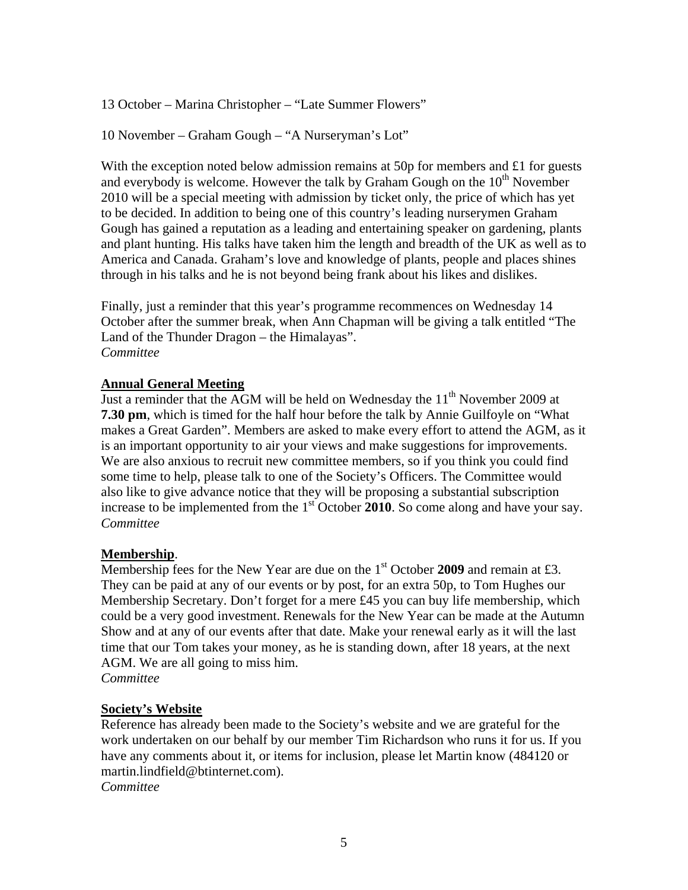13 October – Marina Christopher – "Late Summer Flowers"

10 November – Graham Gough – "A Nurseryman's Lot"

With the exception noted below admission remains at 50p for members and £1 for guests and everybody is welcome. However the talk by Graham Gough on the 10th November 2010 will be a special meeting with admission by ticket only, the price of which has yet to be decided. In addition to being one of this country's leading nurserymen Graham Gough has gained a reputation as a leading and entertaining speaker on gardening, plants and plant hunting. His talks have taken him the length and breadth of the UK as well as to America and Canada. Graham's love and knowledge of plants, people and places shines through in his talks and he is not beyond being frank about his likes and dislikes.

Finally, just a reminder that this year's programme recommences on Wednesday 14 October after the summer break, when Ann Chapman will be giving a talk entitled "The Land of the Thunder Dragon – the Himalayas".
*Committee*

## Annual General Meeting

Just a reminder that the AGM will be held on Wednesday the 11th November 2009 at **7.30 pm**, which is timed for the half hour before the talk by Annie Guilfoyle on "What makes a Great Garden". Members are asked to make every effort to attend the AGM, as it is an important opportunity to air your views and make suggestions for improvements. We are also anxious to recruit new committee members, so if you think you could find some time to help, please talk to one of the Society's Officers. The Committee would also like to give advance notice that they will be proposing a substantial subscription increase to be implemented from the 1st October **2010**. So come along and have your say.
*Committee*

## Membership.

Membership fees for the New Year are due on the 1st October **2009** and remain at £3. They can be paid at any of our events or by post, for an extra 50p, to Tom Hughes our Membership Secretary. Don't forget for a mere £45 you can buy life membership, which could be a very good investment. Renewals for the New Year can be made at the Autumn Show and at any of our events after that date. Make your renewal early as it will the last time that our Tom takes your money, as he is standing down, after 18 years, at the next AGM. We are all going to miss him.
*Committee*

## Society's Website

Reference has already been made to the Society's website and we are grateful for the work undertaken on our behalf by our member Tim Richardson who runs it for us. If you have any comments about it, or items for inclusion, please let Martin know (484120 or martin.lindfield@btinternet.com).
*Committee*